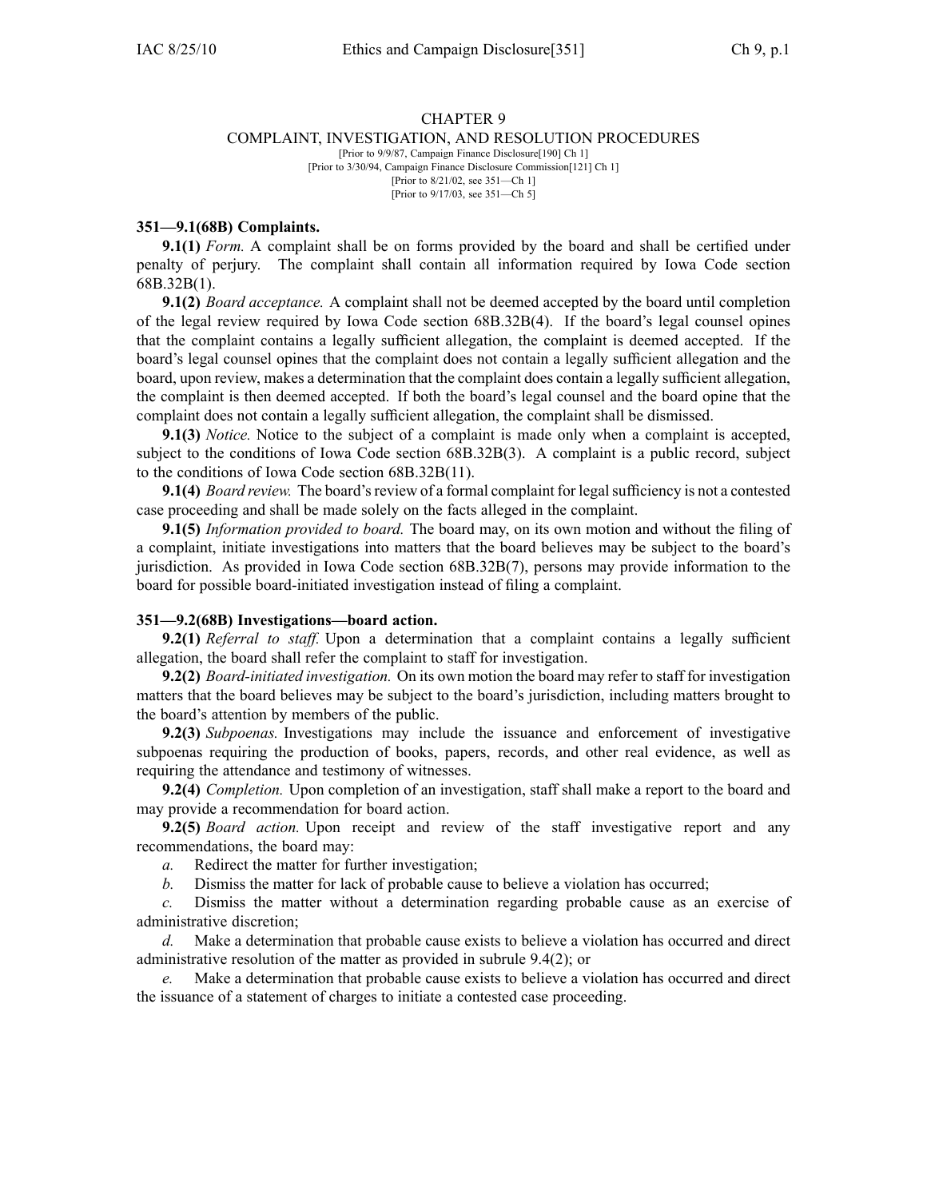# CHAPTER 9
## COMPLAINT, INVESTIGATION, AND RESOLUTION PROCEDURES

[Prior to 9/9/87, Campaign Finance Disclosure[190] Ch 1]
[Prior to 3/30/94, Campaign Finance Disclosure Commission[121] Ch 1]
[Prior to 8/21/02, see 351—Ch 1]
[Prior to 9/17/03, see 351—Ch 5]

### 351—9.1(68B) Complaints.

**9.1(1)** *Form.* A complaint shall be on forms provided by the board and shall be certified under penalty of perjury. The complaint shall contain all information required by Iowa Code section 68B.32B(1).

**9.1(2)** *Board acceptance.* A complaint shall not be deemed accepted by the board until completion of the legal review required by Iowa Code section 68B.32B(4). If the board's legal counsel opines that the complaint contains a legally sufficient allegation, the complaint is deemed accepted. If the board's legal counsel opines that the complaint does not contain a legally sufficient allegation and the board, upon review, makes a determination that the complaint does contain a legally sufficient allegation, the complaint is then deemed accepted. If both the board's legal counsel and the board opine that the complaint does not contain a legally sufficient allegation, the complaint shall be dismissed.

**9.1(3)** *Notice.* Notice to the subject of a complaint is made only when a complaint is accepted, subject to the conditions of Iowa Code section 68B.32B(3). A complaint is a public record, subject to the conditions of Iowa Code section 68B.32B(11).

**9.1(4)** *Board review.* The board's review of a formal complaint for legal sufficiency is not a contested case proceeding and shall be made solely on the facts alleged in the complaint.

**9.1(5)** *Information provided to board.* The board may, on its own motion and without the filing of a complaint, initiate investigations into matters that the board believes may be subject to the board's jurisdiction. As provided in Iowa Code section 68B.32B(7), persons may provide information to the board for possible board-initiated investigation instead of filing a complaint.

### 351—9.2(68B) Investigations—board action.

**9.2(1)** *Referral to staff.* Upon a determination that a complaint contains a legally sufficient allegation, the board shall refer the complaint to staff for investigation.

**9.2(2)** *Board-initiated investigation.* On its own motion the board may refer to staff for investigation matters that the board believes may be subject to the board's jurisdiction, including matters brought to the board's attention by members of the public.

**9.2(3)** *Subpoenas.* Investigations may include the issuance and enforcement of investigative subpoenas requiring the production of books, papers, records, and other real evidence, as well as requiring the attendance and testimony of witnesses.

**9.2(4)** *Completion.* Upon completion of an investigation, staff shall make a report to the board and may provide a recommendation for board action.

**9.2(5)** *Board action.* Upon receipt and review of the staff investigative report and any recommendations, the board may:

*a.* Redirect the matter for further investigation;

*b.* Dismiss the matter for lack of probable cause to believe a violation has occurred;

*c.* Dismiss the matter without a determination regarding probable cause as an exercise of administrative discretion;

*d.* Make a determination that probable cause exists to believe a violation has occurred and direct administrative resolution of the matter as provided in subrule 9.4(2); or

*e.* Make a determination that probable cause exists to believe a violation has occurred and direct the issuance of a statement of charges to initiate a contested case proceeding.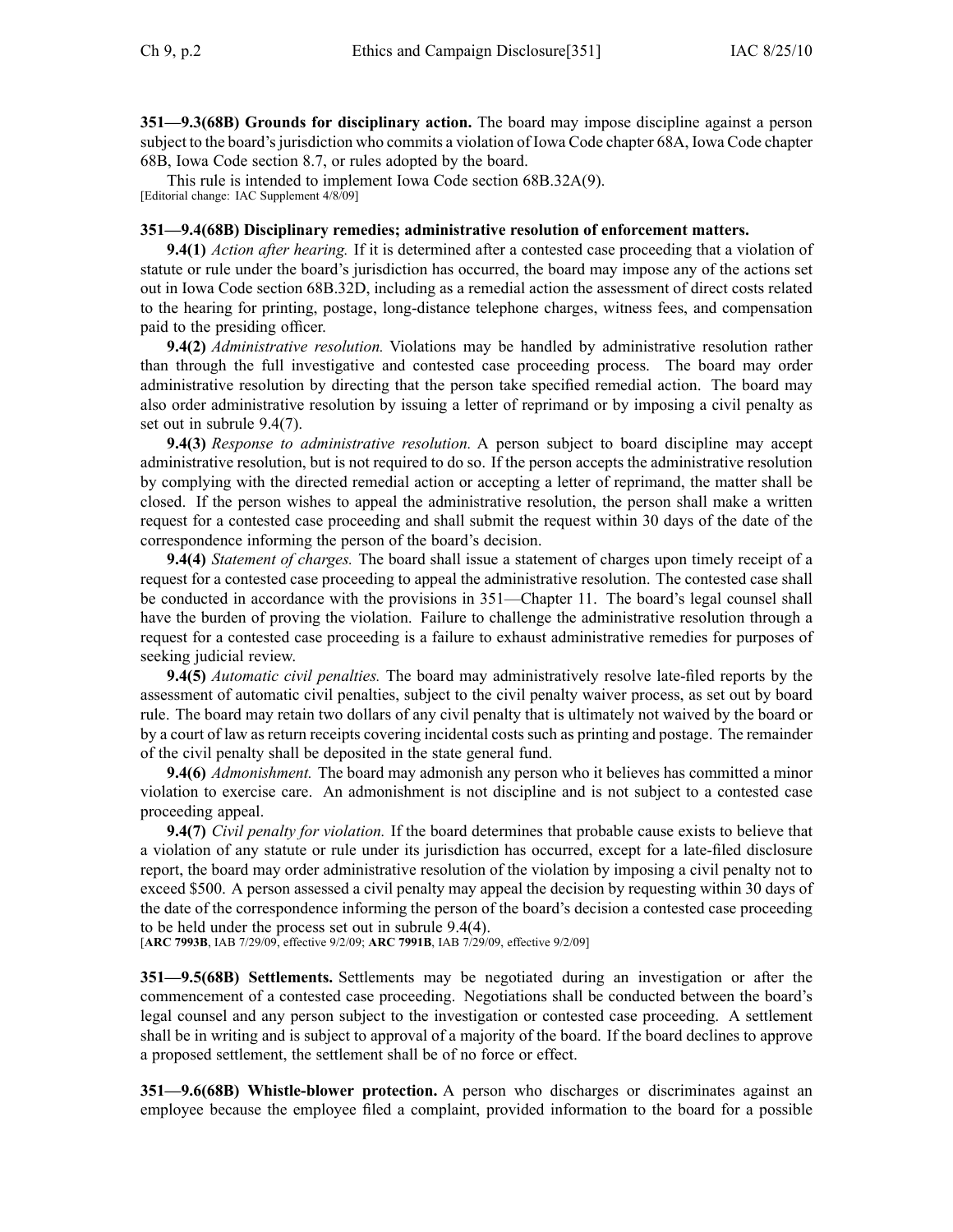**351—9.3(68B) Grounds for disciplinary action.** The board may impose discipline against a person subject to the board's jurisdiction who commits a violation of Iowa Code chapter 68A, Iowa Code chapter 68B, Iowa Code section 8.7, or rules adopted by the board.

This rule is intended to implement Iowa Code section 68B.32A(9).
[Editorial change: IAC Supplement 4/8/09]

**351—9.4(68B) Disciplinary remedies; administrative resolution of enforcement matters.**

**9.4(1)** *Action after hearing.* If it is determined after a contested case proceeding that a violation of statute or rule under the board's jurisdiction has occurred, the board may impose any of the actions set out in Iowa Code section 68B.32D, including as a remedial action the assessment of direct costs related to the hearing for printing, postage, long-distance telephone charges, witness fees, and compensation paid to the presiding officer.

**9.4(2)** *Administrative resolution.* Violations may be handled by administrative resolution rather than through the full investigative and contested case proceeding process. The board may order administrative resolution by directing that the person take specified remedial action. The board may also order administrative resolution by issuing a letter of reprimand or by imposing a civil penalty as set out in subrule 9.4(7).

**9.4(3)** *Response to administrative resolution.* A person subject to board discipline may accept administrative resolution, but is not required to do so. If the person accepts the administrative resolution by complying with the directed remedial action or accepting a letter of reprimand, the matter shall be closed. If the person wishes to appeal the administrative resolution, the person shall make a written request for a contested case proceeding and shall submit the request within 30 days of the date of the correspondence informing the person of the board's decision.

**9.4(4)** *Statement of charges.* The board shall issue a statement of charges upon timely receipt of a request for a contested case proceeding to appeal the administrative resolution. The contested case shall be conducted in accordance with the provisions in 351—Chapter 11. The board's legal counsel shall have the burden of proving the violation. Failure to challenge the administrative resolution through a request for a contested case proceeding is a failure to exhaust administrative remedies for purposes of seeking judicial review.

**9.4(5)** *Automatic civil penalties.* The board may administratively resolve late-filed reports by the assessment of automatic civil penalties, subject to the civil penalty waiver process, as set out by board rule. The board may retain two dollars of any civil penalty that is ultimately not waived by the board or by a court of law as return receipts covering incidental costs such as printing and postage. The remainder of the civil penalty shall be deposited in the state general fund.

**9.4(6)** *Admonishment.* The board may admonish any person who it believes has committed a minor violation to exercise care. An admonishment is not discipline and is not subject to a contested case proceeding appeal.

**9.4(7)** *Civil penalty for violation.* If the board determines that probable cause exists to believe that a violation of any statute or rule under its jurisdiction has occurred, except for a late-filed disclosure report, the board may order administrative resolution of the violation by imposing a civil penalty not to exceed $500. A person assessed a civil penalty may appeal the decision by requesting within 30 days of the date of the correspondence informing the person of the board's decision a contested case proceeding to be held under the process set out in subrule 9.4(4).
[**ARC 7993B**, IAB 7/29/09, effective 9/2/09; **ARC 7991B**, IAB 7/29/09, effective 9/2/09]

**351—9.5(68B) Settlements.** Settlements may be negotiated during an investigation or after the commencement of a contested case proceeding. Negotiations shall be conducted between the board's legal counsel and any person subject to the investigation or contested case proceeding. A settlement shall be in writing and is subject to approval of a majority of the board. If the board declines to approve a proposed settlement, the settlement shall be of no force or effect.

**351—9.6(68B) Whistle-blower protection.** A person who discharges or discriminates against an employee because the employee filed a complaint, provided information to the board for a possible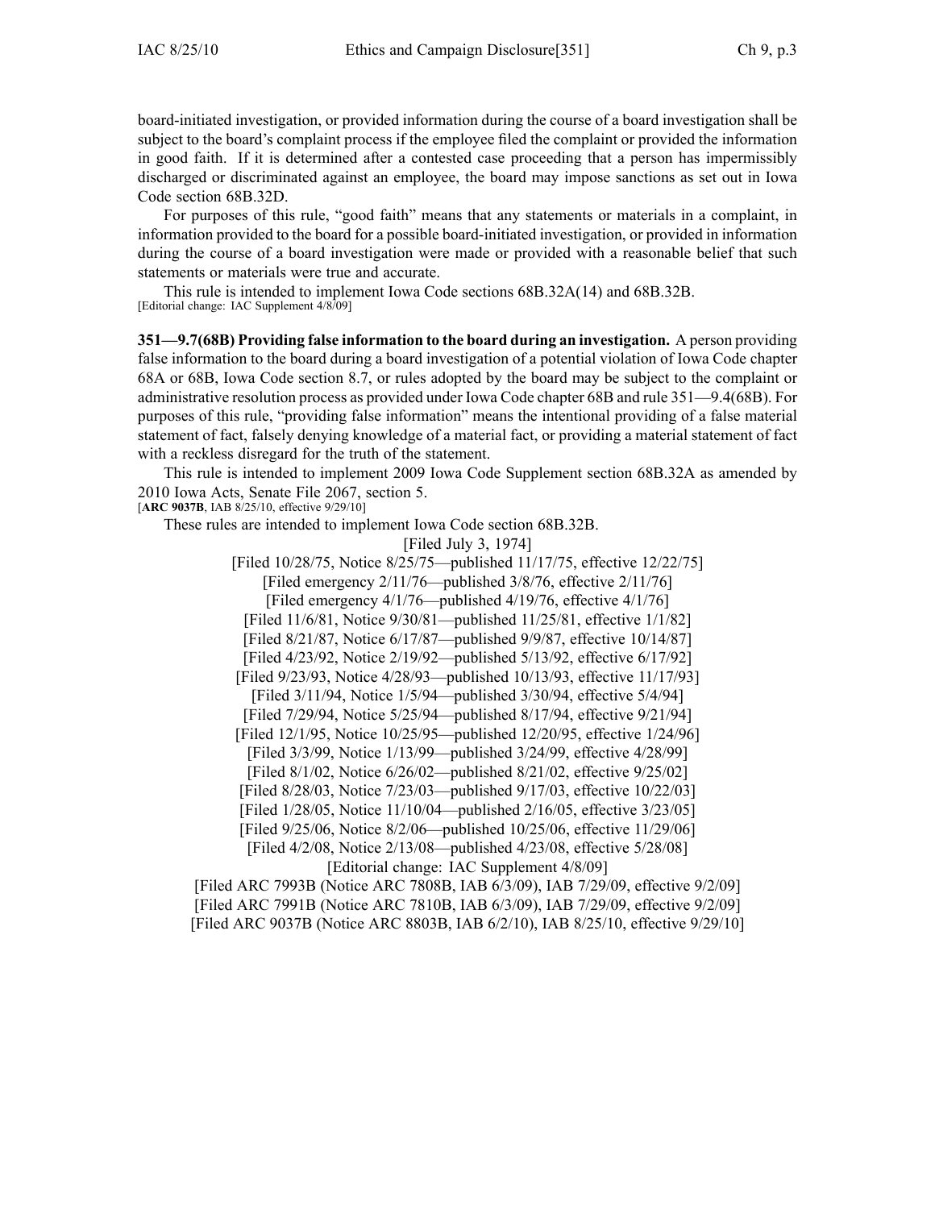board-initiated investigation, or provided information during the course of a board investigation shall be subject to the board's complaint process if the employee filed the complaint or provided the information in good faith. If it is determined after a contested case proceeding that a person has impermissibly discharged or discriminated against an employee, the board may impose sanctions as set out in Iowa Code section 68B.32D.

For purposes of this rule, "good faith" means that any statements or materials in a complaint, in information provided to the board for a possible board-initiated investigation, or provided in information during the course of a board investigation were made or provided with a reasonable belief that such statements or materials were true and accurate.

This rule is intended to implement Iowa Code sections 68B.32A(14) and 68B.32B.
[Editorial change: IAC Supplement 4/8/09]

**351—9.7(68B) Providing false information to the board during an investigation.** A person providing false information to the board during a board investigation of a potential violation of Iowa Code chapter 68A or 68B, Iowa Code section 8.7, or rules adopted by the board may be subject to the complaint or administrative resolution process as provided under Iowa Code chapter 68B and rule 351—9.4(68B). For purposes of this rule, "providing false information" means the intentional providing of a false material statement of fact, falsely denying knowledge of a material fact, or providing a material statement of fact with a reckless disregard for the truth of the statement.

This rule is intended to implement 2009 Iowa Code Supplement section 68B.32A as amended by 2010 Iowa Acts, Senate File 2067, section 5.
[**ARC 9037B**, IAB 8/25/10, effective 9/29/10]

These rules are intended to implement Iowa Code section 68B.32B.

[Filed July 3, 1974]
[Filed 10/28/75, Notice 8/25/75—published 11/17/75, effective 12/22/75]
[Filed emergency 2/11/76—published 3/8/76, effective 2/11/76]
[Filed emergency 4/1/76—published 4/19/76, effective 4/1/76]
[Filed 11/6/81, Notice 9/30/81—published 11/25/81, effective 1/1/82]
[Filed 8/21/87, Notice 6/17/87—published 9/9/87, effective 10/14/87]
[Filed 4/23/92, Notice 2/19/92—published 5/13/92, effective 6/17/92]
[Filed 9/23/93, Notice 4/28/93—published 10/13/93, effective 11/17/93]
[Filed 3/11/94, Notice 1/5/94—published 3/30/94, effective 5/4/94]
[Filed 7/29/94, Notice 5/25/94—published 8/17/94, effective 9/21/94]
[Filed 12/1/95, Notice 10/25/95—published 12/20/95, effective 1/24/96]
[Filed 3/3/99, Notice 1/13/99—published 3/24/99, effective 4/28/99]
[Filed 8/1/02, Notice 6/26/02—published 8/21/02, effective 9/25/02]
[Filed 8/28/03, Notice 7/23/03—published 9/17/03, effective 10/22/03]
[Filed 1/28/05, Notice 11/10/04—published 2/16/05, effective 3/23/05]
[Filed 9/25/06, Notice 8/2/06—published 10/25/06, effective 11/29/06]
[Filed 4/2/08, Notice 2/13/08—published 4/23/08, effective 5/28/08]
[Editorial change: IAC Supplement 4/8/09]
[Filed ARC 7993B (Notice ARC 7808B, IAB 6/3/09), IAB 7/29/09, effective 9/2/09]
[Filed ARC 7991B (Notice ARC 7810B, IAB 6/3/09), IAB 7/29/09, effective 9/2/09]
[Filed ARC 9037B (Notice ARC 8803B, IAB 6/2/10), IAB 8/25/10, effective 9/29/10]